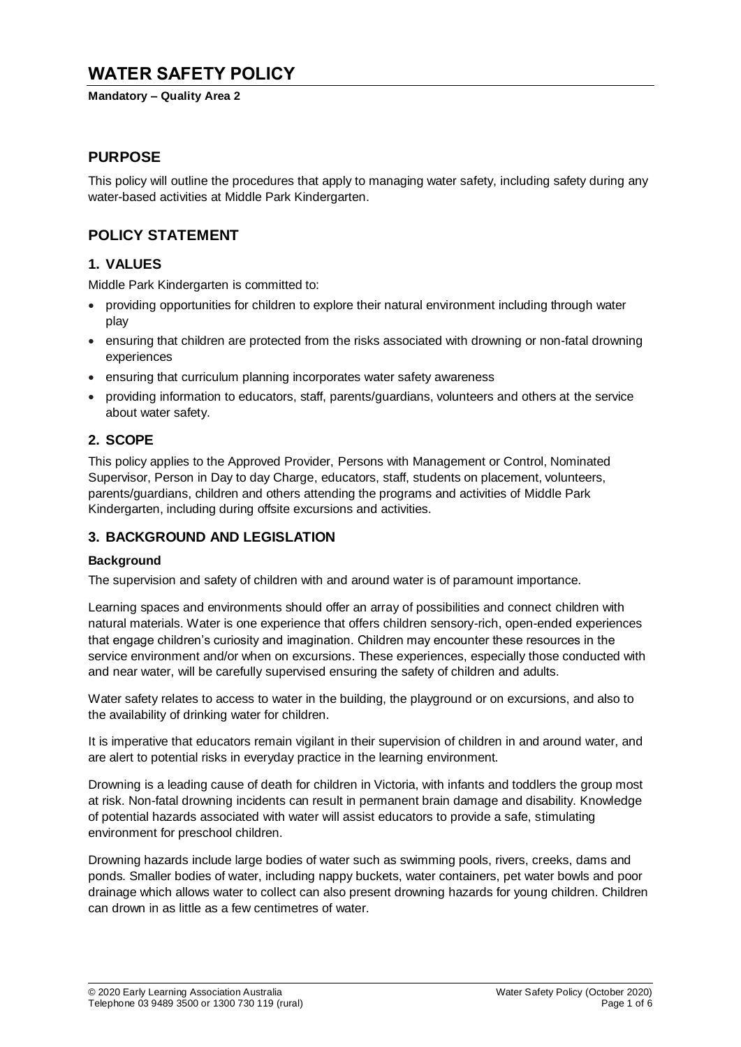# WATER SAFETY POLICY

**Mandatory – Quality Area 2**

## PURPOSE

This policy will outline the procedures that apply to managing water safety, including safety during any water-based activities at Middle Park Kindergarten.

## POLICY STATEMENT

### 1. VALUES

Middle Park Kindergarten is committed to:

- providing opportunities for children to explore their natural environment including through water play
- ensuring that children are protected from the risks associated with drowning or non-fatal drowning experiences
- ensuring that curriculum planning incorporates water safety awareness
- providing information to educators, staff, parents/guardians, volunteers and others at the service about water safety.

### 2. SCOPE

This policy applies to the Approved Provider, Persons with Management or Control, Nominated Supervisor, Person in Day to day Charge, educators, staff, students on placement, volunteers, parents/guardians, children and others attending the programs and activities of Middle Park Kindergarten, including during offsite excursions and activities.

### 3. BACKGROUND AND LEGISLATION

#### Background

The supervision and safety of children with and around water is of paramount importance.

Learning spaces and environments should offer an array of possibilities and connect children with natural materials. Water is one experience that offers children sensory-rich, open-ended experiences that engage children's curiosity and imagination. Children may encounter these resources in the service environment and/or when on excursions. These experiences, especially those conducted with and near water, will be carefully supervised ensuring the safety of children and adults.

Water safety relates to access to water in the building, the playground or on excursions, and also to the availability of drinking water for children.

It is imperative that educators remain vigilant in their supervision of children in and around water, and are alert to potential risks in everyday practice in the learning environment.

Drowning is a leading cause of death for children in Victoria, with infants and toddlers the group most at risk. Non-fatal drowning incidents can result in permanent brain damage and disability. Knowledge of potential hazards associated with water will assist educators to provide a safe, stimulating environment for preschool children.

Drowning hazards include large bodies of water such as swimming pools, rivers, creeks, dams and ponds. Smaller bodies of water, including nappy buckets, water containers, pet water bowls and poor drainage which allows water to collect can also present drowning hazards for young children. Children can drown in as little as a few centimetres of water.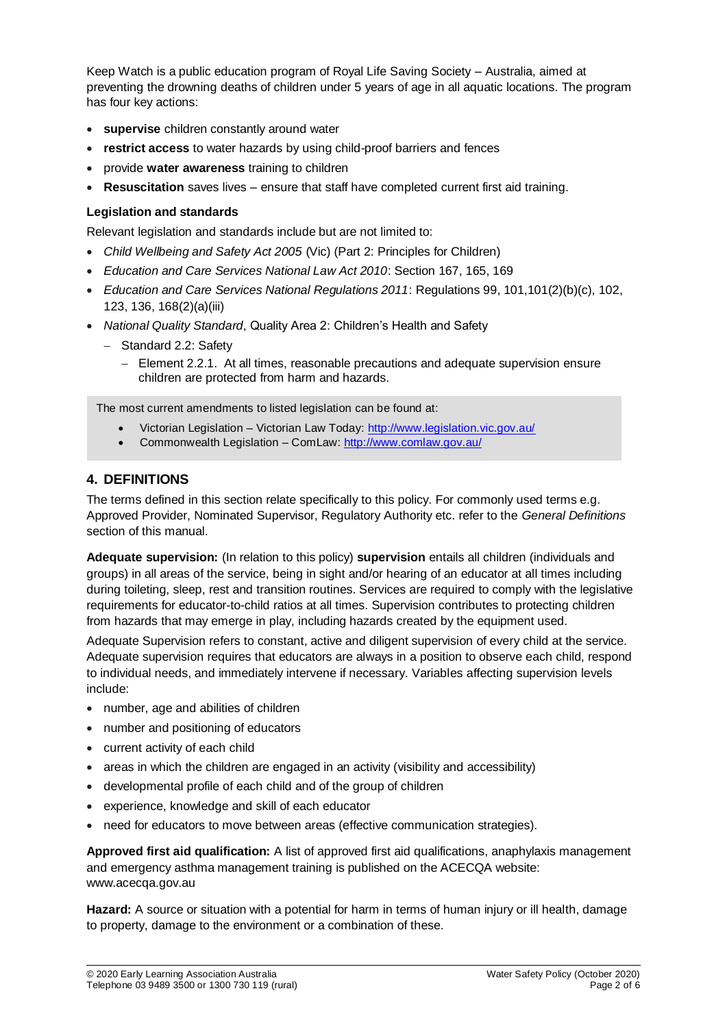Keep Watch is a public education program of Royal Life Saving Society – Australia, aimed at preventing the drowning deaths of children under 5 years of age in all aquatic locations. The program has four key actions:

- **supervise** children constantly around water
- **restrict access** to water hazards by using child-proof barriers and fences
- provide **water awareness** training to children
- **Resuscitation** saves lives – ensure that staff have completed current first aid training.

**Legislation and standards**

Relevant legislation and standards include but are not limited to:

- *Child Wellbeing and Safety Act 2005* (Vic) (Part 2: Principles for Children)
- *Education and Care Services National Law Act 2010*: Section 167, 165, 169
- *Education and Care Services National Regulations 2011*: Regulations 99, 101,101(2)(b)(c), 102, 123, 136, 168(2)(a)(iii)
- *National Quality Standard*, Quality Area 2: Children's Health and Safety
  - Standard 2.2: Safety
    - Element 2.2.1. At all times, reasonable precautions and adequate supervision ensure children are protected from harm and hazards.

> The most current amendments to listed legislation can be found at:
>
> - Victorian Legislation – Victorian Law Today: http://www.legislation.vic.gov.au/
> - Commonwealth Legislation – ComLaw: http://www.comlaw.gov.au/

## 4. DEFINITIONS

The terms defined in this section relate specifically to this policy. For commonly used terms e.g. Approved Provider, Nominated Supervisor, Regulatory Authority etc. refer to the *General Definitions* section of this manual.

**Adequate supervision:** (In relation to this policy) **supervision** entails all children (individuals and groups) in all areas of the service, being in sight and/or hearing of an educator at all times including during toileting, sleep, rest and transition routines. Services are required to comply with the legislative requirements for educator-to-child ratios at all times. Supervision contributes to protecting children from hazards that may emerge in play, including hazards created by the equipment used.

Adequate Supervision refers to constant, active and diligent supervision of every child at the service. Adequate supervision requires that educators are always in a position to observe each child, respond to individual needs, and immediately intervene if necessary. Variables affecting supervision levels include:

- number, age and abilities of children
- number and positioning of educators
- current activity of each child
- areas in which the children are engaged in an activity (visibility and accessibility)
- developmental profile of each child and of the group of children
- experience, knowledge and skill of each educator
- need for educators to move between areas (effective communication strategies).

**Approved first aid qualification:** A list of approved first aid qualifications, anaphylaxis management and emergency asthma management training is published on the ACECQA website: www.acecqa.gov.au

**Hazard:** A source or situation with a potential for harm in terms of human injury or ill health, damage to property, damage to the environment or a combination of these.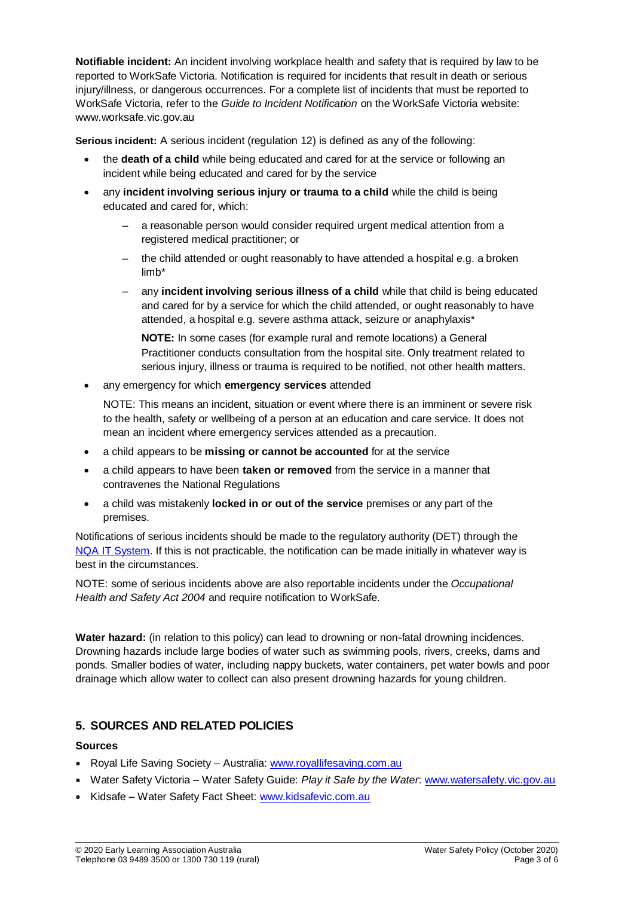**Notifiable incident:** An incident involving workplace health and safety that is required by law to be reported to WorkSafe Victoria. Notification is required for incidents that result in death or serious injury/illness, or dangerous occurrences. For a complete list of incidents that must be reported to WorkSafe Victoria, refer to the *Guide to Incident Notification* on the WorkSafe Victoria website: www.worksafe.vic.gov.au

**Serious incident:** A serious incident (regulation 12) is defined as any of the following:

- the **death of a child** while being educated and cared for at the service or following an incident while being educated and cared for by the service
- any **incident involving serious injury or trauma to a child** while the child is being educated and cared for, which:
  - a reasonable person would consider required urgent medical attention from a registered medical practitioner; or
  - the child attended or ought reasonably to have attended a hospital e.g. a broken limb*
  - any **incident involving serious illness of a child** while that child is being educated and cared for by a service for which the child attended, or ought reasonably to have attended, a hospital e.g. severe asthma attack, seizure or anaphylaxis*

    **NOTE:** In some cases (for example rural and remote locations) a General Practitioner conducts consultation from the hospital site. Only treatment related to serious injury, illness or trauma is required to be notified, not other health matters.
- any emergency for which **emergency services** attended

  NOTE: This means an incident, situation or event where there is an imminent or severe risk to the health, safety or wellbeing of a person at an education and care service. It does not mean an incident where emergency services attended as a precaution.
- a child appears to be **missing or cannot be accounted** for at the service
- a child appears to have been **taken or removed** from the service in a manner that contravenes the National Regulations
- a child was mistakenly **locked in or out of the service** premises or any part of the premises.

Notifications of serious incidents should be made to the regulatory authority (DET) through the NQA IT System. If this is not practicable, the notification can be made initially in whatever way is best in the circumstances.

NOTE: some of serious incidents above are also reportable incidents under the *Occupational Health and Safety Act 2004* and require notification to WorkSafe.

**Water hazard:** (in relation to this policy) can lead to drowning or non-fatal drowning incidences. Drowning hazards include large bodies of water such as swimming pools, rivers, creeks, dams and ponds. Smaller bodies of water, including nappy buckets, water containers, pet water bowls and poor drainage which allow water to collect can also present drowning hazards for young children.

## 5. SOURCES AND RELATED POLICIES

### Sources

- Royal Life Saving Society – Australia: www.royallifesaving.com.au
- Water Safety Victoria – Water Safety Guide: *Play it Safe by the Water*: www.watersafety.vic.gov.au
- Kidsafe – Water Safety Fact Sheet: www.kidsafevic.com.au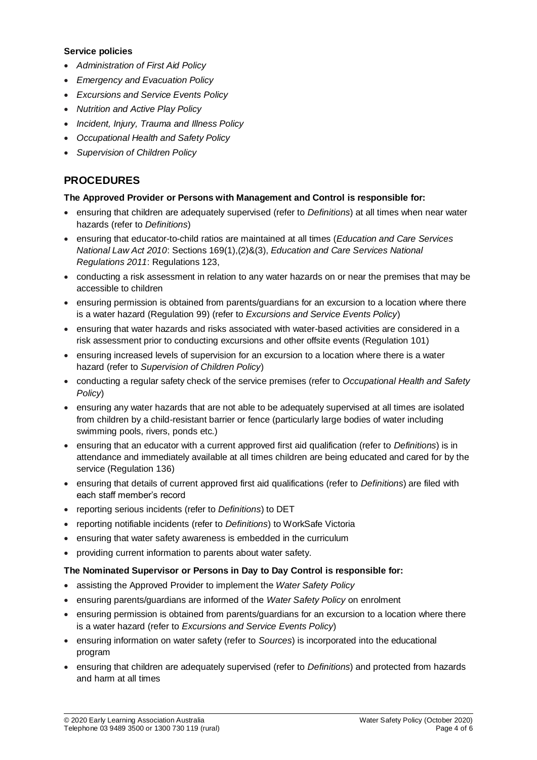**Service policies**

- *Administration of First Aid Policy*
- *Emergency and Evacuation Policy*
- *Excursions and Service Events Policy*
- *Nutrition and Active Play Policy*
- *Incident, Injury, Trauma and Illness Policy*
- *Occupational Health and Safety Policy*
- *Supervision of Children Policy*

## PROCEDURES

**The Approved Provider or Persons with Management and Control is responsible for:**

- ensuring that children are adequately supervised (refer to *Definitions*) at all times when near water hazards (refer to *Definitions*)
- ensuring that educator-to-child ratios are maintained at all times (*Education and Care Services National Law Act 2010*: Sections 169(1),(2)&(3), *Education and Care Services National Regulations 2011*: Regulations 123,
- conducting a risk assessment in relation to any water hazards on or near the premises that may be accessible to children
- ensuring permission is obtained from parents/guardians for an excursion to a location where there is a water hazard (Regulation 99) (refer to *Excursions and Service Events Policy*)
- ensuring that water hazards and risks associated with water-based activities are considered in a risk assessment prior to conducting excursions and other offsite events (Regulation 101)
- ensuring increased levels of supervision for an excursion to a location where there is a water hazard (refer to *Supervision of Children Policy*)
- conducting a regular safety check of the service premises (refer to *Occupational Health and Safety Policy*)
- ensuring any water hazards that are not able to be adequately supervised at all times are isolated from children by a child-resistant barrier or fence (particularly large bodies of water including swimming pools, rivers, ponds etc.)
- ensuring that an educator with a current approved first aid qualification (refer to *Definitions*) is in attendance and immediately available at all times children are being educated and cared for by the service (Regulation 136)
- ensuring that details of current approved first aid qualifications (refer to *Definitions*) are filed with each staff member's record
- reporting serious incidents (refer to *Definitions*) to DET
- reporting notifiable incidents (refer to *Definitions*) to WorkSafe Victoria
- ensuring that water safety awareness is embedded in the curriculum
- providing current information to parents about water safety.

**The Nominated Supervisor or Persons in Day to Day Control is responsible for:**

- assisting the Approved Provider to implement the *Water Safety Policy*
- ensuring parents/guardians are informed of the *Water Safety Policy* on enrolment
- ensuring permission is obtained from parents/guardians for an excursion to a location where there is a water hazard (refer to *Excursions and Service Events Policy*)
- ensuring information on water safety (refer to *Sources*) is incorporated into the educational program
- ensuring that children are adequately supervised (refer to *Definitions*) and protected from hazards and harm at all times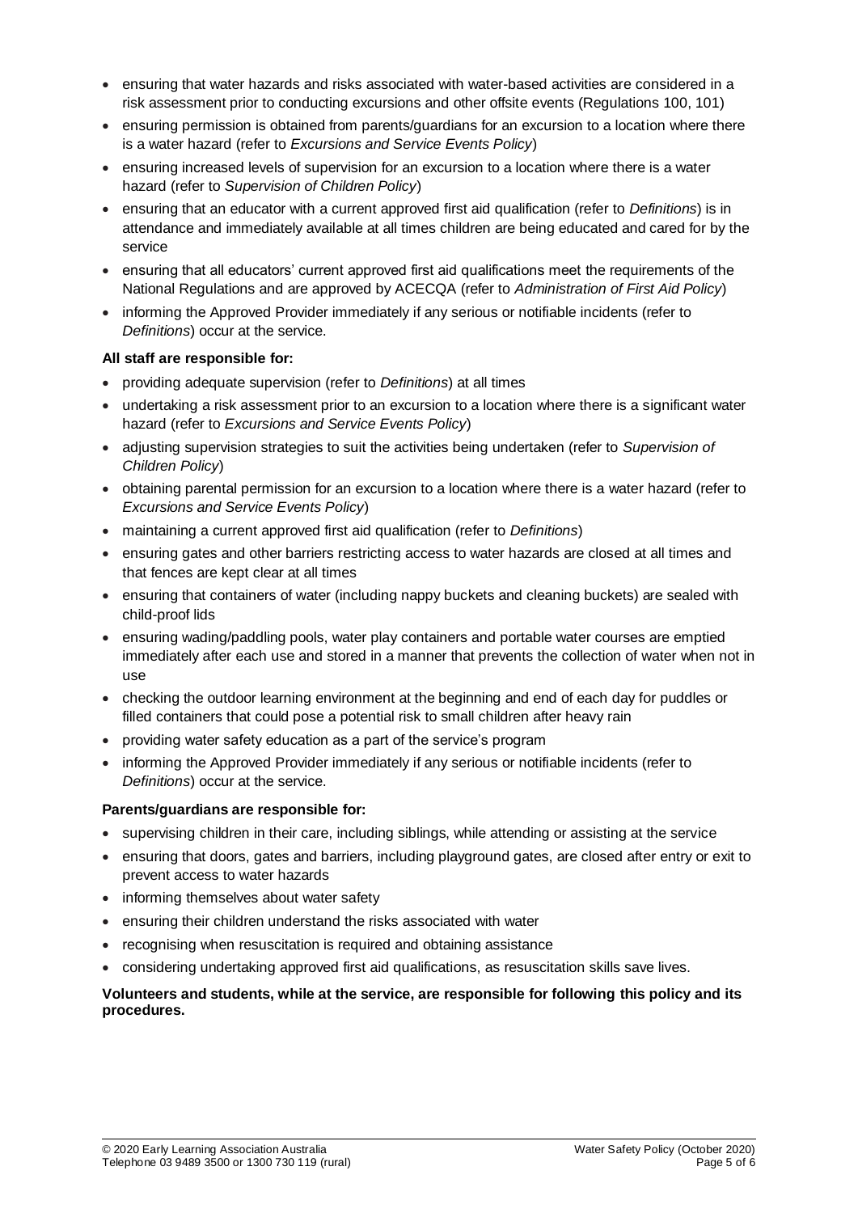- ensuring that water hazards and risks associated with water-based activities are considered in a risk assessment prior to conducting excursions and other offsite events (Regulations 100, 101)
- ensuring permission is obtained from parents/guardians for an excursion to a location where there is a water hazard (refer to *Excursions and Service Events Policy*)
- ensuring increased levels of supervision for an excursion to a location where there is a water hazard (refer to *Supervision of Children Policy*)
- ensuring that an educator with a current approved first aid qualification (refer to *Definitions*) is in attendance and immediately available at all times children are being educated and cared for by the service
- ensuring that all educators' current approved first aid qualifications meet the requirements of the National Regulations and are approved by ACECQA (refer to *Administration of First Aid Policy*)
- informing the Approved Provider immediately if any serious or notifiable incidents (refer to *Definitions*) occur at the service.

**All staff are responsible for:**

- providing adequate supervision (refer to *Definitions*) at all times
- undertaking a risk assessment prior to an excursion to a location where there is a significant water hazard (refer to *Excursions and Service Events Policy*)
- adjusting supervision strategies to suit the activities being undertaken (refer to *Supervision of Children Policy*)
- obtaining parental permission for an excursion to a location where there is a water hazard (refer to *Excursions and Service Events Policy*)
- maintaining a current approved first aid qualification (refer to *Definitions*)
- ensuring gates and other barriers restricting access to water hazards are closed at all times and that fences are kept clear at all times
- ensuring that containers of water (including nappy buckets and cleaning buckets) are sealed with child-proof lids
- ensuring wading/paddling pools, water play containers and portable water courses are emptied immediately after each use and stored in a manner that prevents the collection of water when not in use
- checking the outdoor learning environment at the beginning and end of each day for puddles or filled containers that could pose a potential risk to small children after heavy rain
- providing water safety education as a part of the service's program
- informing the Approved Provider immediately if any serious or notifiable incidents (refer to *Definitions*) occur at the service.

**Parents/guardians are responsible for:**

- supervising children in their care, including siblings, while attending or assisting at the service
- ensuring that doors, gates and barriers, including playground gates, are closed after entry or exit to prevent access to water hazards
- informing themselves about water safety
- ensuring their children understand the risks associated with water
- recognising when resuscitation is required and obtaining assistance
- considering undertaking approved first aid qualifications, as resuscitation skills save lives.

**Volunteers and students, while at the service, are responsible for following this policy and its procedures.**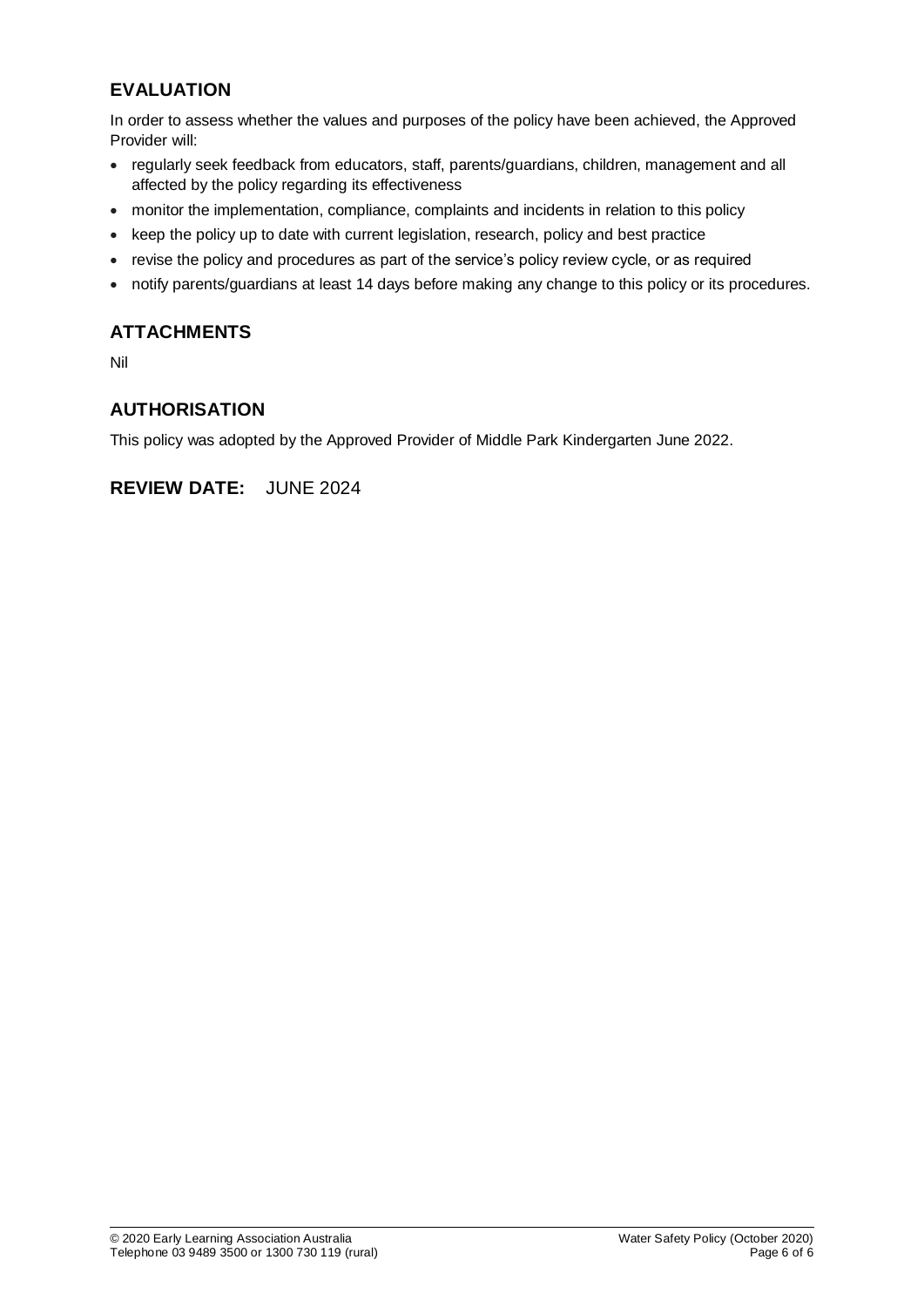## EVALUATION

In order to assess whether the values and purposes of the policy have been achieved, the Approved Provider will:

- regularly seek feedback from educators, staff, parents/guardians, children, management and all affected by the policy regarding its effectiveness
- monitor the implementation, compliance, complaints and incidents in relation to this policy
- keep the policy up to date with current legislation, research, policy and best practice
- revise the policy and procedures as part of the service's policy review cycle, or as required
- notify parents/guardians at least 14 days before making any change to this policy or its procedures.

## ATTACHMENTS

Nil

## AUTHORISATION

This policy was adopted by the Approved Provider of Middle Park Kindergarten June 2022.

## REVIEW DATE: JUNE 2024